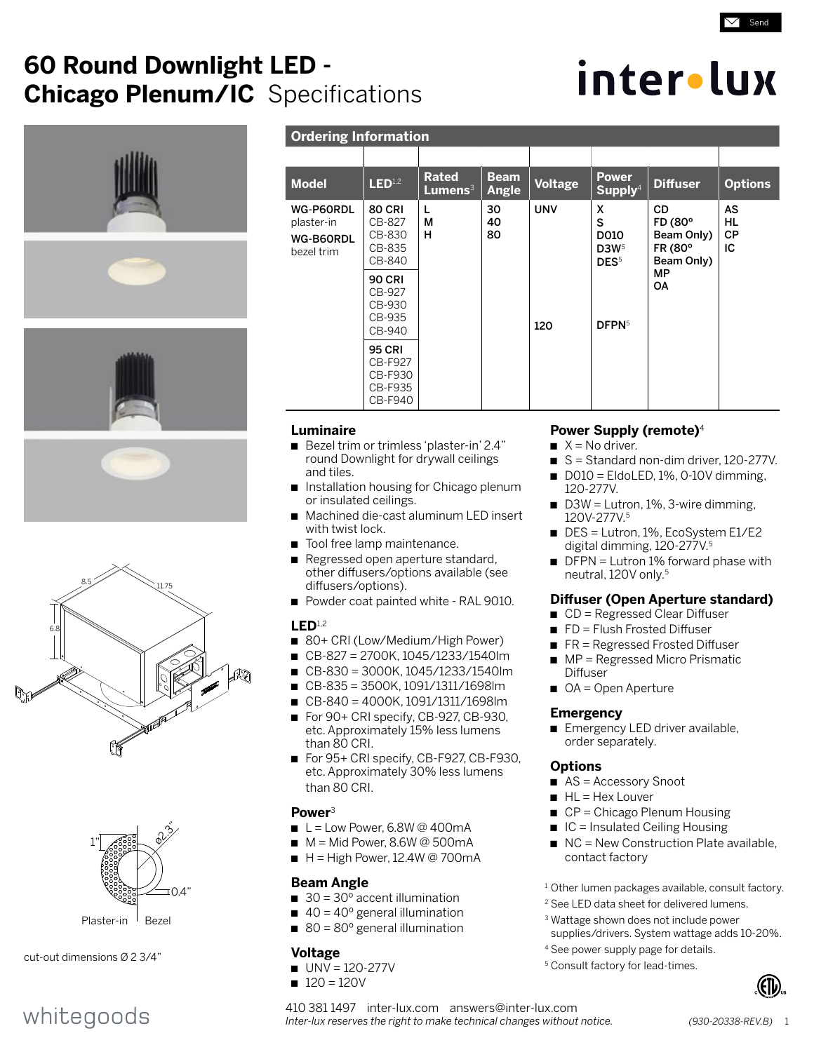# 60 Round Downlight LED - Chicago Plenum/IC Specifications

inter•lux

1"

Ø2.3"

0.4"

Plaster-in Bezel

cut-out dimensions Ø 2 3/4"

## Ordering Information

| Model | LED[1,2] | Rated Lumens[3] | Beam Angle | Voltage | Power Supply[4] | Diffuser | Options |
|---|---|---|---|---|---|---|---|
| **WG-P60RDL** plaster-in **WG-B60RDL** bezel trim | **80 CRI** CB-827 CB-830 CB-835 CB-840 | **L** **M** **H** | **30** **40** **80** | **UNV** | **X** **S** **D010** **D3W**[5] **DES**[5] | **CD** **FD (80° Beam Only)** **FR (80° Beam Only)** **MP** **OA** | **AS** **HL** **CP** **IC** |
| | **90 CRI** CB-927 CB-930 CB-935 CB-940 | | | **120** | **DFPN**[5] | | |
| | **95 CRI** CB-F927 CB-F930 CB-F935 CB-F940 | | | | | | |

### Luminaire

- Bezel trim or trimless 'plaster-in' 2.4" round Downlight for drywall ceilings and tiles.
- Installation housing for Chicago plenum or insulated ceilings.
- Machined die-cast aluminum LED insert with twist lock.
- Tool free lamp maintenance.
- Regressed open aperture standard, other diffusers/options available (see diffusers/options).
- Powder coat painted white - RAL 9010.

### LED[1,2]

- 80+ CRI (Low/Medium/High Power)
- CB-827 = 2700K, 1045/1233/1540lm
- CB-830 = 3000K, 1045/1233/1540lm
- CB-835 = 3500K, 1091/1311/1698lm
- CB-840 = 4000K, 1091/1311/1698lm
- For 90+ CRI specify, CB-927, CB-930, etc. Approximately 15% less lumens than 80 CRI.
- For 95+ CRI specify, CB-F927, CB-F930, etc. Approximately 30% less lumens than 80 CRI.

### Power[3]

- L = Low Power, 6.8W @ 400mA
- M = Mid Power, 8.6W @ 500mA
- H = High Power, 12.4W @ 700mA

### Beam Angle

- 30 = 30° accent illumination
- 40 = 40° general illumination
- 80 = 80° general illumination

### Voltage

- UNV = 120-277V
- 120 = 120V

### Power Supply (remote)[4]

- X = No driver.
- S = Standard non-dim driver, 120-277V.
- D010 = EldoLED, 1%, 0-10V dimming, 120-277V.
- D3W = Lutron, 1%, 3-wire dimming, 120V-277V.[5]
- DES = Lutron, 1%, EcoSystem E1/E2 digital dimming, 120-277V.[5]
- DFPN = Lutron 1% forward phase with neutral, 120V only.[5]

### Diffuser (Open Aperture standard)

- CD = Regressed Clear Diffuser
- FD = Flush Frosted Diffuser
- FR = Regressed Frosted Diffuser
- MP = Regressed Micro Prismatic Diffuser
- OA = Open Aperture

### Emergency

- Emergency LED driver available, order separately.

### Options

- AS = Accessory Snoot
- HL = Hex Louver
- CP = Chicago Plenum Housing
- IC = Insulated Ceiling Housing
- NC = New Construction Plate available, contact factory

[1] Other lumen packages available, consult factory.
[2] See LED data sheet for delivered lumens.
[3] Wattage shown does not include power supplies/drivers. System wattage adds 10-20%.
[4] See power supply page for details.
[5] Consult factory for lead-times.

whitegoods

410 381 1497 inter-lux.com answers@inter-lux.com
*Inter-lux reserves the right to make technical changes without notice.* (930-20338-REV.B)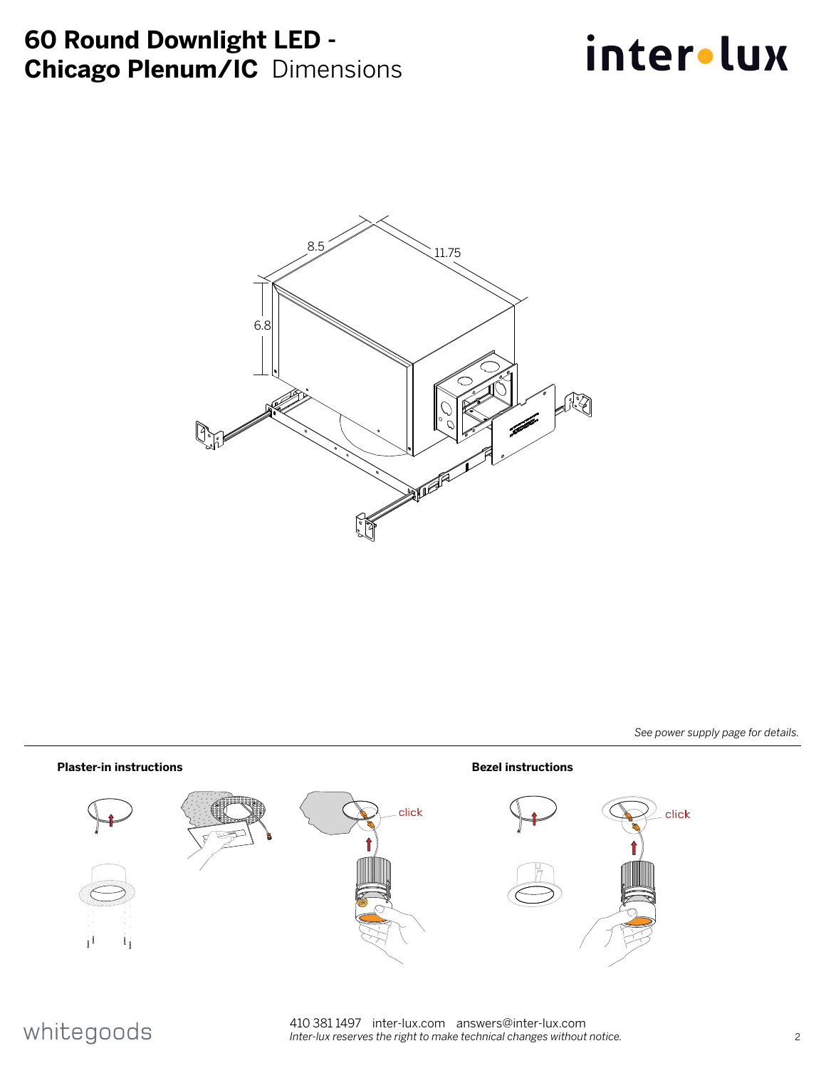# 60 Round Downlight LED - Chicago Plenum/IC Dimensions

inter•lux

8.5

11.75

6.8

*See power supply page for details.*

**Plaster-in instructions**

click

**Bezel instructions**

click

whitegoods

410 381 1497 inter-lux.com answers@inter-lux.com

*Inter-lux reserves the right to make technical changes without notice.*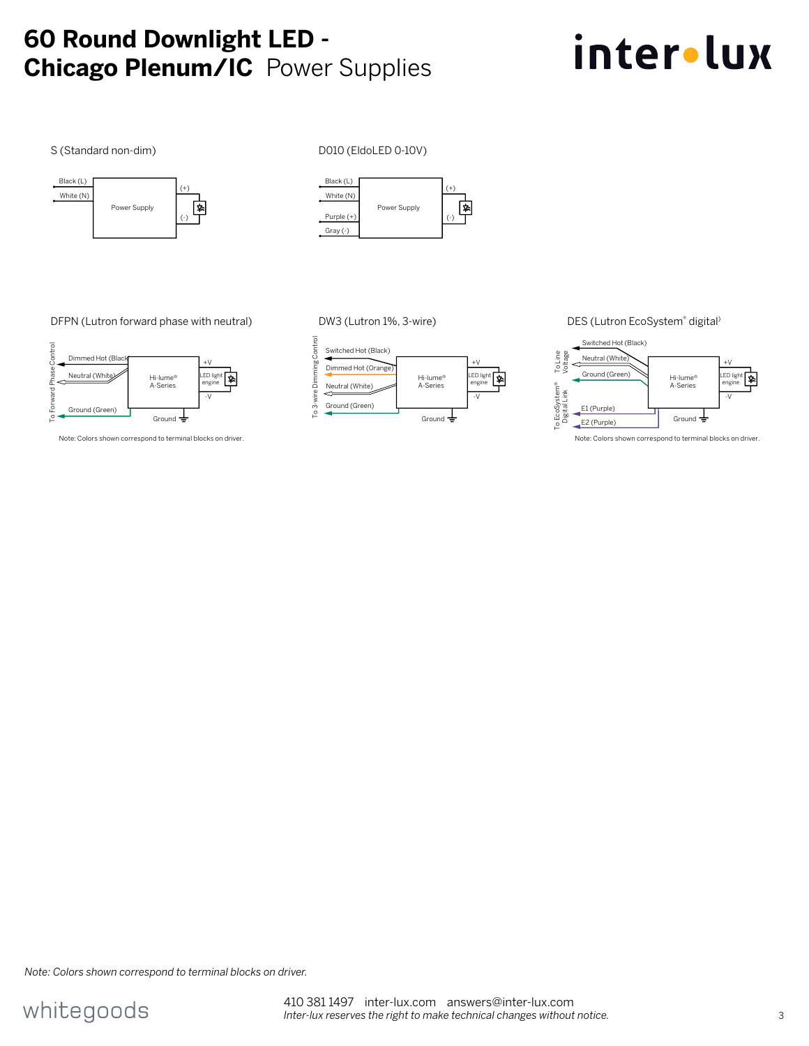# 60 Round Downlight LED - Chicago Plenum/IC Power Supplies

S (Standard non-dim)

Black (L)
White (N)
Power Supply
(+)
(-)

D010 (EldoLED 0-10V)

Black (L)
White (N)
Purple (+)
Gray (-)
Power Supply
(+)
(-)

DFPN (Lutron forward phase with neutral)

To Forward Phase Control
Dimmed Hot (Black)
Neutral (White)
Ground (Green)
Hi-lume® A-Series
+V
LED light engine
-V
Ground

Note: Colors shown correspond to terminal blocks on driver.

DW3 (Lutron 1%, 3-wire)

To 3-wire Dimming Control
Switched Hot (Black)
Dimmed Hot (Orange)
Neutral (White)
Ground (Green)
Hi-lume® A-Series
+V
LED light engine
-V
Ground

DES (Lutron EcoSystem® digital)

To Line Voltage
Switched Hot (Black)
Neutral (White)
Ground (Green)
To EcoSystem® Digital Link
E1 (Purple)
E2 (Purple)
Hi-lume® A-Series
+V
LED light engine
-V
Ground

Note: Colors shown correspond to terminal blocks on driver.

*Note: Colors shown correspond to terminal blocks on driver.*

whitegoods

410 381 1497 inter-lux.com answers@inter-lux.com
*Inter-lux reserves the right to make technical changes without notice.*